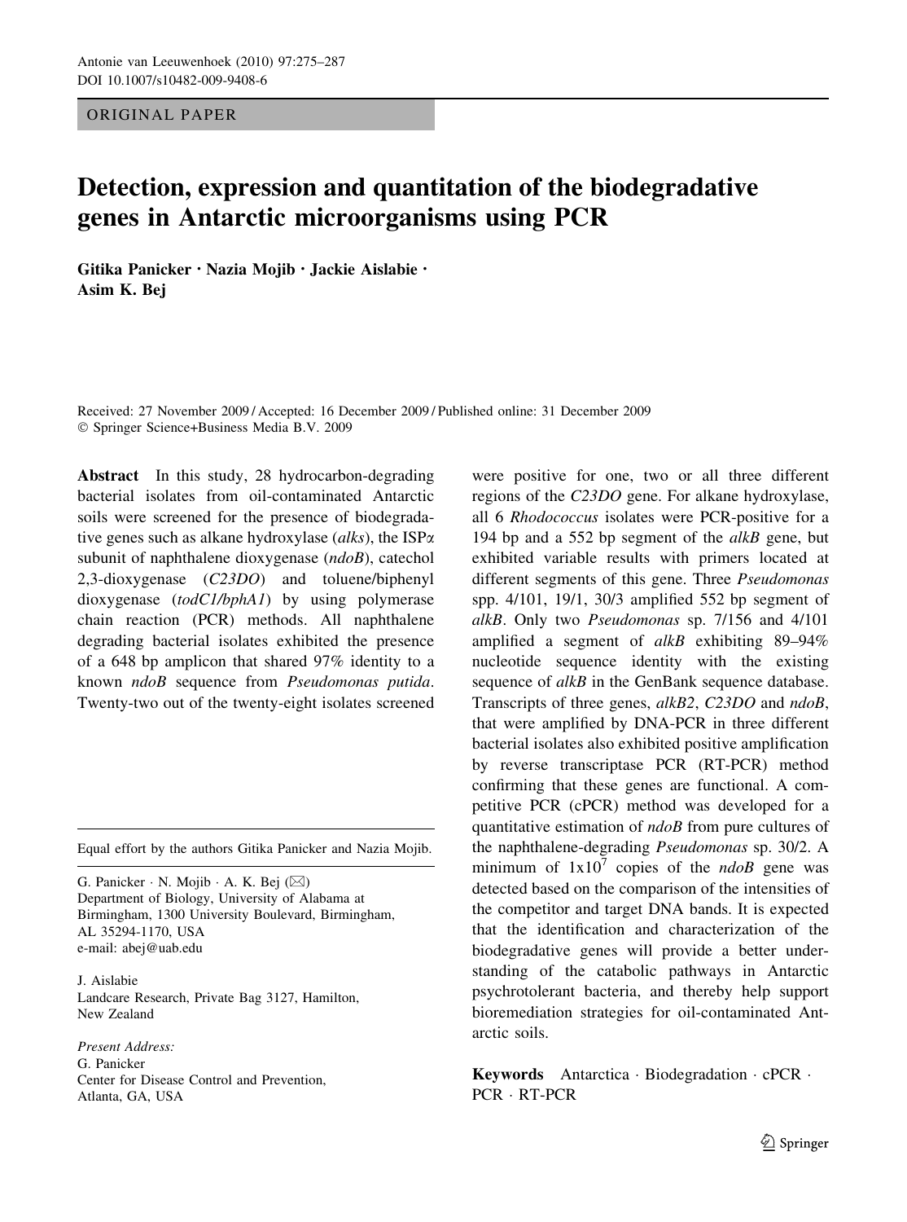ORIGINAL PAPER

# Detection, expression and quantitation of the biodegradative genes in Antarctic microorganisms using PCR

Gitika Panicker · Nazia Mojib · Jackie Aislabie · Asim K. Bej

Received: 27 November 2009 / Accepted: 16 December 2009 / Published online: 31 December 2009
© Springer Science+Business Media B.V. 2009

**Abstract** In this study, 28 hydrocarbon-degrading bacterial isolates from oil-contaminated Antarctic soils were screened for the presence of biodegradative genes such as alkane hydroxylase (*alks*), the ISP$\alpha$ subunit of naphthalene dioxygenase (*ndoB*), catechol 2,3-dioxygenase (*C23DO*) and toluene/biphenyl dioxygenase (*todC1/bphA1*) by using polymerase chain reaction (PCR) methods. All naphthalene degrading bacterial isolates exhibited the presence of a 648 bp amplicon that shared 97% identity to a known *ndoB* sequence from *Pseudomonas putida*. Twenty-two out of the twenty-eight isolates screened were positive for one, two or all three different regions of the *C23DO* gene. For alkane hydroxylase, all 6 *Rhodococcus* isolates were PCR-positive for a 194 bp and a 552 bp segment of the *alkB* gene, but exhibited variable results with primers located at different segments of this gene. Three *Pseudomonas* spp. 4/101, 19/1, 30/3 amplified 552 bp segment of *alkB*. Only two *Pseudomonas* sp. 7/156 and 4/101 amplified a segment of *alkB* exhibiting 89–94% nucleotide sequence identity with the existing sequence of *alkB* in the GenBank sequence database. Transcripts of three genes, *alkB2*, *C23DO* and *ndoB*, that were amplified by DNA-PCR in three different bacterial isolates also exhibited positive amplification by reverse transcriptase PCR (RT-PCR) method confirming that these genes are functional. A competitive PCR (cPCR) method was developed for a quantitative estimation of *ndoB* from pure cultures of the naphthalene-degrading *Pseudomonas* sp. 30/2. A minimum of $1 \times 10^7$ copies of the *ndoB* gene was detected based on the comparison of the intensities of the competitor and target DNA bands. It is expected that the identification and characterization of the biodegradative genes will provide a better understanding of the catabolic pathways in Antarctic psychrotolerant bacteria, and thereby help support bioremediation strategies for oil-contaminated Antarctic soils.

**Keywords** Antarctica · Biodegradation · cPCR · PCR · RT-PCR

---

Equal effort by the authors Gitika Panicker and Nazia Mojib.

G. Panicker · N. Mojib · A. K. Bej (✉)
Department of Biology, University of Alabama at Birmingham, 1300 University Boulevard, Birmingham, AL 35294-1170, USA
e-mail: abej@uab.edu

J. Aislabie
Landcare Research, Private Bag 3127, Hamilton, New Zealand

*Present Address:*
G. Panicker
Center for Disease Control and Prevention, Atlanta, GA, USA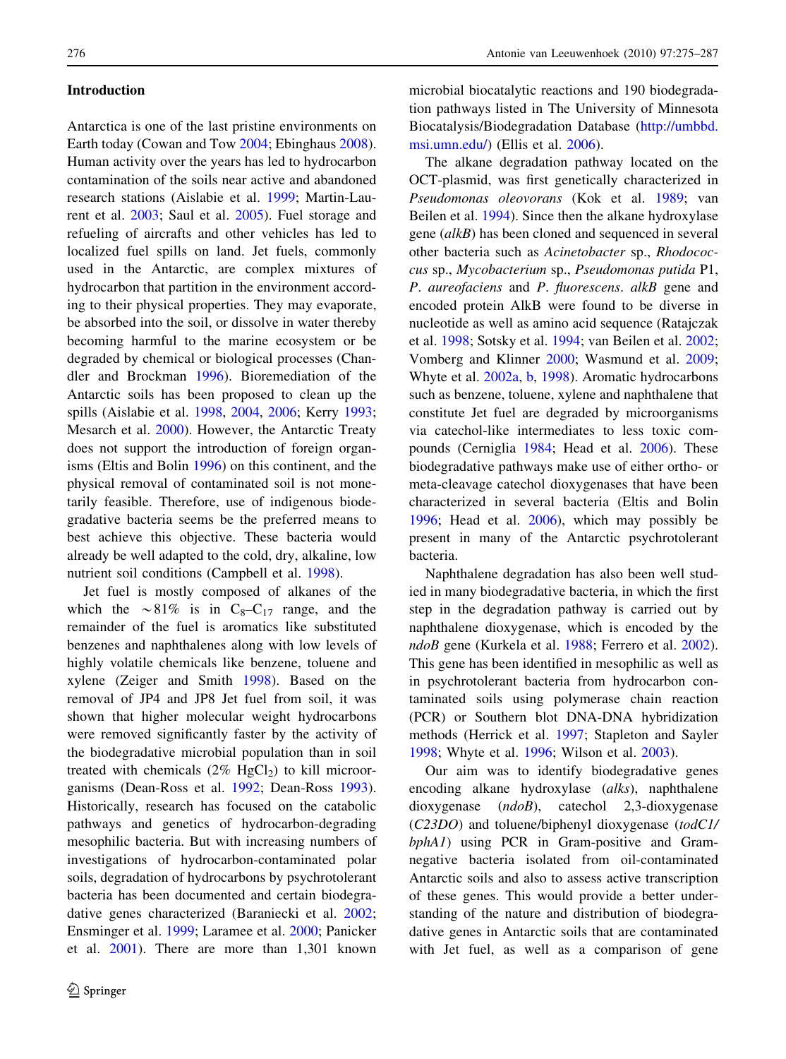## Introduction

Antarctica is one of the last pristine environments on Earth today (Cowan and Tow 2004; Ebinghaus 2008). Human activity over the years has led to hydrocarbon contamination of the soils near active and abandoned research stations (Aislabie et al. 1999; Martin-Laurent et al. 2003; Saul et al. 2005). Fuel storage and refueling of aircrafts and other vehicles has led to localized fuel spills on land. Jet fuels, commonly used in the Antarctic, are complex mixtures of hydrocarbon that partition in the environment according to their physical properties. They may evaporate, be absorbed into the soil, or dissolve in water thereby becoming harmful to the marine ecosystem or be degraded by chemical or biological processes (Chandler and Brockman 1996). Bioremediation of the Antarctic soils has been proposed to clean up the spills (Aislabie et al. 1998, 2004, 2006; Kerry 1993; Mesarch et al. 2000). However, the Antarctic Treaty does not support the introduction of foreign organisms (Eltis and Bolin 1996) on this continent, and the physical removal of contaminated soil is not monetarily feasible. Therefore, use of indigenous biodegradative bacteria seems be the preferred means to best achieve this objective. These bacteria would already be well adapted to the cold, dry, alkaline, low nutrient soil conditions (Campbell et al. 1998).

Jet fuel is mostly composed of alkanes of the which the ~81% is in $C_8$–$C_{17}$ range, and the remainder of the fuel is aromatics like substituted benzenes and naphthalenes along with low levels of highly volatile chemicals like benzene, toluene and xylene (Zeiger and Smith 1998). Based on the removal of JP4 and JP8 Jet fuel from soil, it was shown that higher molecular weight hydrocarbons were removed significantly faster by the activity of the biodegradative microbial population than in soil treated with chemicals (2% $HgCl_2$) to kill microorganisms (Dean-Ross et al. 1992; Dean-Ross 1993). Historically, research has focused on the catabolic pathways and genetics of hydrocarbon-degrading mesophilic bacteria. But with increasing numbers of investigations of hydrocarbon-contaminated polar soils, degradation of hydrocarbons by psychrotolerant bacteria has been documented and certain biodegradative genes characterized (Baraniecki et al. 2002; Ensminger et al. 1999; Laramee et al. 2000; Panicker et al. 2001). There are more than 1,301 known microbial biocatalytic reactions and 190 biodegradation pathways listed in The University of Minnesota Biocatalysis/Biodegradation Database (http://umbbd.msi.umn.edu/) (Ellis et al. 2006).

The alkane degradation pathway located on the OCT-plasmid, was first genetically characterized in *Pseudomonas oleovorans* (Kok et al. 1989; van Beilen et al. 1994). Since then the alkane hydroxylase gene (*alkB*) has been cloned and sequenced in several other bacteria such as *Acinetobacter* sp., *Rhodococcus* sp., *Mycobacterium* sp., *Pseudomonas putida* P1, *P. aureofaciens* and *P. fluorescens*. *alkB* gene and encoded protein AlkB were found to be diverse in nucleotide as well as amino acid sequence (Ratajczak et al. 1998; Sotsky et al. 1994; van Beilen et al. 2002; Vomberg and Klinner 2000; Wasmund et al. 2009; Whyte et al. 2002a, b, 1998). Aromatic hydrocarbons such as benzene, toluene, xylene and naphthalene that constitute Jet fuel are degraded by microorganisms via catechol-like intermediates to less toxic compounds (Cerniglia 1984; Head et al. 2006). These biodegradative pathways make use of either ortho- or meta-cleavage catechol dioxygenases that have been characterized in several bacteria (Eltis and Bolin 1996; Head et al. 2006), which may possibly be present in many of the Antarctic psychrotolerant bacteria.

Naphthalene degradation has also been well studied in many biodegradative bacteria, in which the first step in the degradation pathway is carried out by naphthalene dioxygenase, which is encoded by the *ndoB* gene (Kurkela et al. 1988; Ferrero et al. 2002). This gene has been identified in mesophilic as well as in psychrotolerant bacteria from hydrocarbon contaminated soils using polymerase chain reaction (PCR) or Southern blot DNA-DNA hybridization methods (Herrick et al. 1997; Stapleton and Sayler 1998; Whyte et al. 1996; Wilson et al. 2003).

Our aim was to identify biodegradative genes encoding alkane hydroxylase (*alks*), naphthalene dioxygenase (*ndoB*), catechol 2,3-dioxygenase (*C23DO*) and toluene/biphenyl dioxygenase (*todC1/bphA1*) using PCR in Gram-positive and Gram-negative bacteria isolated from oil-contaminated Antarctic soils and also to assess active transcription of these genes. This would provide a better understanding of the nature and distribution of biodegradative genes in Antarctic soils that are contaminated with Jet fuel, as well as a comparison of gene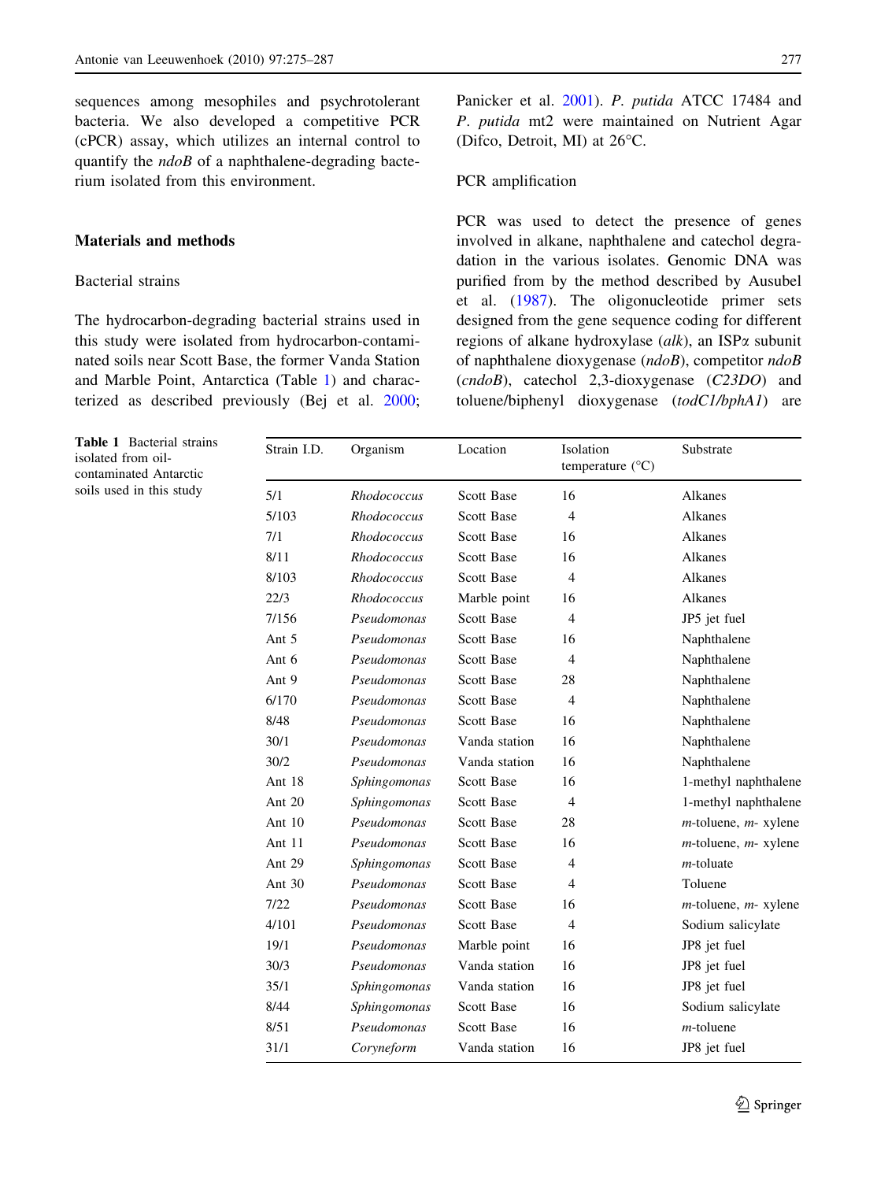sequences among mesophiles and psychrotolerant bacteria. We also developed a competitive PCR (cPCR) assay, which utilizes an internal control to quantify the *ndoB* of a naphthalene-degrading bacterium isolated from this environment.

## Materials and methods

### Bacterial strains

The hydrocarbon-degrading bacterial strains used in this study were isolated from hydrocarbon-contaminated soils near Scott Base, the former Vanda Station and Marble Point, Antarctica (Table 1) and characterized as described previously (Bej et al. 2000; Panicker et al. 2001). *P. putida* ATCC 17484 and *P. putida* mt2 were maintained on Nutrient Agar (Difco, Detroit, MI) at 26°C.

### PCR amplification

PCR was used to detect the presence of genes involved in alkane, naphthalene and catechol degradation in the various isolates. Genomic DNA was purified from by the method described by Ausubel et al. (1987). The oligonucleotide primer sets designed from the gene sequence coding for different regions of alkane hydroxylase (*alk*), an ISPα subunit of naphthalene dioxygenase (*ndoB*), competitor *ndoB* (*cndoB*), catechol 2,3-dioxygenase (*C23DO*) and toluene/biphenyl dioxygenase (*todC1/bphA1*) are

**Table 1** Bacterial strains isolated from oil-contaminated Antarctic soils used in this study

| Strain I.D. | Organism | Location | Isolation temperature (°C) | Substrate |
|---|---|---|---|---|
| 5/1 | *Rhodococcus* | Scott Base | 16 | Alkanes |
| 5/103 | *Rhodococcus* | Scott Base | 4 | Alkanes |
| 7/1 | *Rhodococcus* | Scott Base | 16 | Alkanes |
| 8/11 | *Rhodococcus* | Scott Base | 16 | Alkanes |
| 8/103 | *Rhodococcus* | Scott Base | 4 | Alkanes |
| 22/3 | *Rhodococcus* | Marble point | 16 | Alkanes |
| 7/156 | *Pseudomonas* | Scott Base | 4 | JP5 jet fuel |
| Ant 5 | *Pseudomonas* | Scott Base | 16 | Naphthalene |
| Ant 6 | *Pseudomonas* | Scott Base | 4 | Naphthalene |
| Ant 9 | *Pseudomonas* | Scott Base | 28 | Naphthalene |
| 6/170 | *Pseudomonas* | Scott Base | 4 | Naphthalene |
| 8/48 | *Pseudomonas* | Scott Base | 16 | Naphthalene |
| 30/1 | *Pseudomonas* | Vanda station | 16 | Naphthalene |
| 30/2 | *Pseudomonas* | Vanda station | 16 | Naphthalene |
| Ant 18 | *Sphingomonas* | Scott Base | 16 | 1-methyl naphthalene |
| Ant 20 | *Sphingomonas* | Scott Base | 4 | 1-methyl naphthalene |
| Ant 10 | *Pseudomonas* | Scott Base | 28 | *m*-toluene, *m*- xylene |
| Ant 11 | *Pseudomonas* | Scott Base | 16 | *m*-toluene, *m*- xylene |
| Ant 29 | *Sphingomonas* | Scott Base | 4 | *m*-toluate |
| Ant 30 | *Pseudomonas* | Scott Base | 4 | Toluene |
| 7/22 | *Pseudomonas* | Scott Base | 16 | *m*-toluene, *m*- xylene |
| 4/101 | *Pseudomonas* | Scott Base | 4 | Sodium salicylate |
| 19/1 | *Pseudomonas* | Marble point | 16 | JP8 jet fuel |
| 30/3 | *Pseudomonas* | Vanda station | 16 | JP8 jet fuel |
| 35/1 | *Sphingomonas* | Vanda station | 16 | JP8 jet fuel |
| 8/44 | *Sphingomonas* | Scott Base | 16 | Sodium salicylate |
| 8/51 | *Pseudomonas* | Scott Base | 16 | *m*-toluene |
| 31/1 | *Coryneform* | Vanda station | 16 | JP8 jet fuel |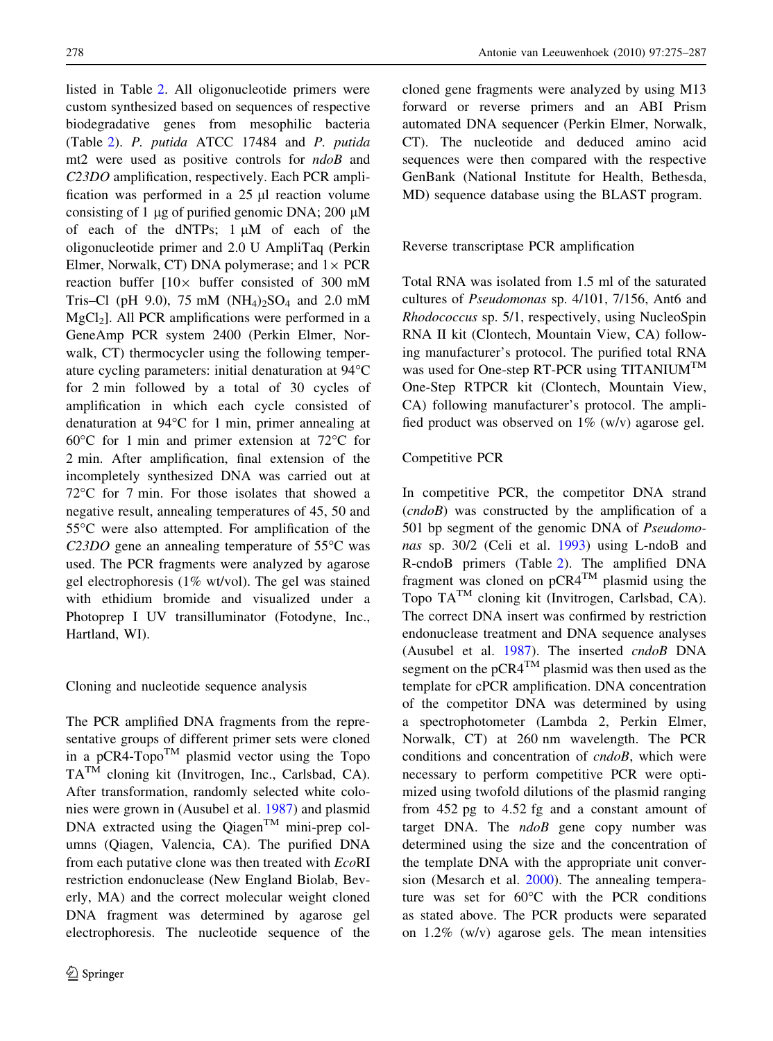listed in Table 2. All oligonucleotide primers were custom synthesized based on sequences of respective biodegradative genes from mesophilic bacteria (Table 2). *P. putida* ATCC 17484 and *P. putida* mt2 were used as positive controls for *ndoB* and *C23DO* amplification, respectively. Each PCR amplification was performed in a 25 µl reaction volume consisting of 1 µg of purified genomic DNA; 200 µM of each of the dNTPs; 1 µM of each of the oligonucleotide primer and 2.0 U AmpliTaq (Perkin Elmer, Norwalk, CT) DNA polymerase; and 1× PCR reaction buffer [10× buffer consisted of 300 mM Tris–Cl (pH 9.0), 75 mM $(NH_4)_2SO_4$ and 2.0 mM $MgCl_2$]. All PCR amplifications were performed in a GeneAmp PCR system 2400 (Perkin Elmer, Norwalk, CT) thermocycler using the following temperature cycling parameters: initial denaturation at 94°C for 2 min followed by a total of 30 cycles of amplification in which each cycle consisted of denaturation at 94°C for 1 min, primer annealing at 60°C for 1 min and primer extension at 72°C for 2 min. After amplification, final extension of the incompletely synthesized DNA was carried out at 72°C for 7 min. For those isolates that showed a negative result, annealing temperatures of 45, 50 and 55°C were also attempted. For amplification of the *C23DO* gene an annealing temperature of 55°C was used. The PCR fragments were analyzed by agarose gel electrophoresis (1% wt/vol). The gel was stained with ethidium bromide and visualized under a Photoprep I UV transilluminator (Fotodyne, Inc., Hartland, WI).

## Cloning and nucleotide sequence analysis

The PCR amplified DNA fragments from the representative groups of different primer sets were cloned in a pCR4-Topo™ plasmid vector using the Topo TA™ cloning kit (Invitrogen, Inc., Carlsbad, CA). After transformation, randomly selected white colonies were grown in (Ausubel et al. 1987) and plasmid DNA extracted using the Qiagen™ mini-prep columns (Qiagen, Valencia, CA). The purified DNA from each putative clone was then treated with *Eco*RI restriction endonuclease (New England Biolab, Beverly, MA) and the correct molecular weight cloned DNA fragment was determined by agarose gel electrophoresis. The nucleotide sequence of the cloned gene fragments were analyzed by using M13 forward or reverse primers and an ABI Prism automated DNA sequencer (Perkin Elmer, Norwalk, CT). The nucleotide and deduced amino acid sequences were then compared with the respective GenBank (National Institute for Health, Bethesda, MD) sequence database using the BLAST program.

## Reverse transcriptase PCR amplification

Total RNA was isolated from 1.5 ml of the saturated cultures of *Pseudomonas* sp. 4/101, 7/156, Ant6 and *Rhodococcus* sp. 5/1, respectively, using NucleoSpin RNA II kit (Clontech, Mountain View, CA) following manufacturer's protocol. The purified total RNA was used for One-step RT-PCR using TITANIUM™ One-Step RTPCR kit (Clontech, Mountain View, CA) following manufacturer's protocol. The amplified product was observed on 1% (w/v) agarose gel.

## Competitive PCR

In competitive PCR, the competitor DNA strand (*cndoB*) was constructed by the amplification of a 501 bp segment of the genomic DNA of *Pseudomonas* sp. 30/2 (Celi et al. 1993) using L-ndoB and R-cndoB primers (Table 2). The amplified DNA fragment was cloned on pCR4™ plasmid using the Topo TA™ cloning kit (Invitrogen, Carlsbad, CA). The correct DNA insert was confirmed by restriction endonuclease treatment and DNA sequence analyses (Ausubel et al. 1987). The inserted *cndoB* DNA segment on the pCR4™ plasmid was then used as the template for cPCR amplification. DNA concentration of the competitor DNA was determined by using a spectrophotometer (Lambda 2, Perkin Elmer, Norwalk, CT) at 260 nm wavelength. The PCR conditions and concentration of *cndoB*, which were necessary to perform competitive PCR were optimized using twofold dilutions of the plasmid ranging from 452 pg to 4.52 fg and a constant amount of target DNA. The *ndoB* gene copy number was determined using the size and the concentration of the template DNA with the appropriate unit conversion (Mesarch et al. 2000). The annealing temperature was set for 60°C with the PCR conditions as stated above. The PCR products were separated on 1.2% (w/v) agarose gels. The mean intensities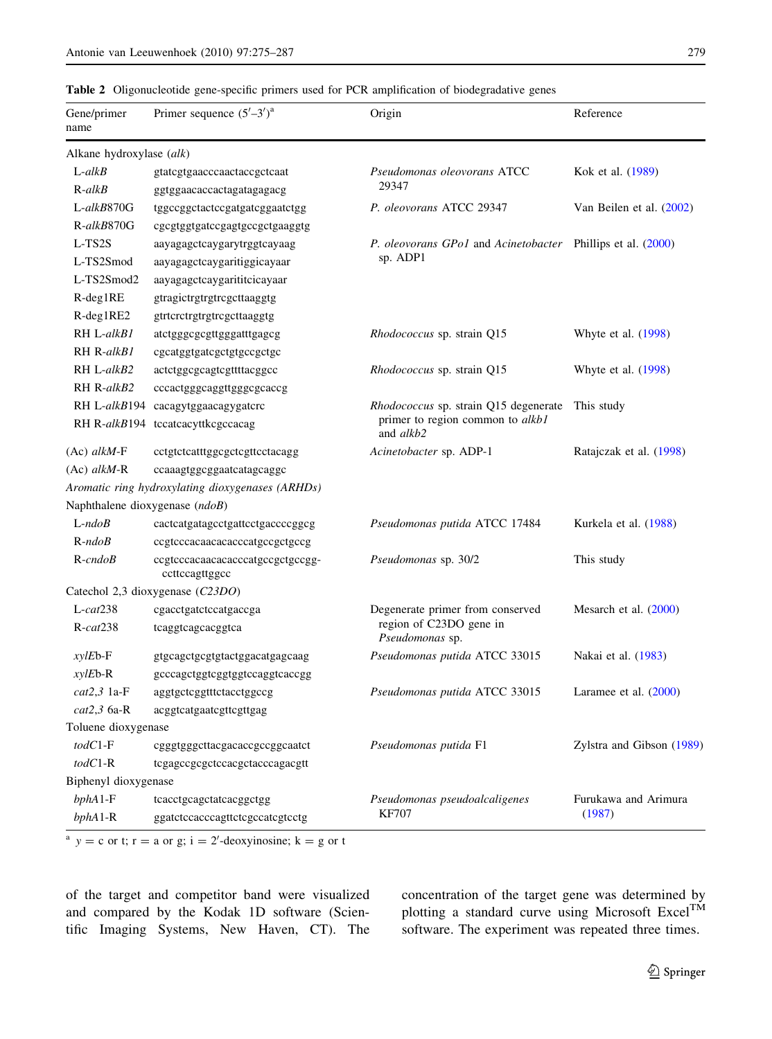**Table 2** Oligonucleotide gene-specific primers used for PCR amplification of biodegradative genes

| Gene/primer name | Primer sequence (5′–3′)[a] | Origin | Reference |
|---|---|---|---|
| Alkane hydroxylase (*alk*) | | | |
| L-*alkB* | gtatcgtgaacccaactaccgctcaat | *Pseudomonas oleovorans* ATCC 29347 | Kok et al. (1989) |
| R-*alkB* | ggtggaacaccactagatagagacg | | |
| L-*alkB*870G | tggccggctactccgatgatcggaatctgg | *P. oleovorans* ATCC 29347 | Van Beilen et al. (2002) |
| R-*alkB*870G | cgcgtggtgatccgagtgccgctgaaggtg | | |
| L-TS2S | aayagagctcaygarytrggtcayaag | *P. oleovorans GPo1* and *Acinetobacter* sp. ADP1 | Phillips et al. (2000) |
| L-TS2Smod | aayagagctcaygaritiggicayaar | | |
| L-TS2Smod2 | aayagagctcaygarititcicayaar | | |
| R-deg1RE | gtragictrgtrgtrcgcttaaggtg | | |
| R-deg1RE2 | gtrtcrctrgtrgtrcgcttaaggtg | | |
| RH L-*alkB1* | atctgggcgcgttgggatttgagcg | *Rhodococcus* sp. strain Q15 | Whyte et al. (1998) |
| RH R-*alkB1* | cgcatggtgatcgctgtgccgctgc | | |
| RH L-*alkB2* | actctggcgcagtcgttttacggcc | *Rhodococcus* sp. strain Q15 | Whyte et al. (1998) |
| RH R-*alkB2* | cccactgggcaggttgggcgcaccg | | |
| RH L-*alkB*194 | cacagytggaacagygatcrc | *Rhodococcus* sp. strain Q15 degenerate primer to region common to *alkb1* and *alkb2* | This study |
| RH R-*alkB*194 | tccatcacyttkcgccacag | | |
| (Ac) *alkM*-F | cctgtctcatttggcgctcgttcctacagg | *Acinetobacter* sp. ADP-1 | Ratajczak et al. (1998) |
| (Ac) *alkM*-R | ccaaagtggcggaatcatagcaggc | | |
| *Aromatic ring hydroxylating dioxygenases (ARHDs)* | | | |
| Naphthalene dioxygenase (*ndoB*) | | | |
| L-*ndoB* | cactcatgatagcctgattcctgaccccggcg | *Pseudomonas putida* ATCC 17484 | Kurkela et al. (1988) |
| R-*ndoB* | ccgtcccacaacacacccatgccgctgccg | | |
| R-*cndoB* | ccgtcccacaacacacccatgccgctgccgg-ccttccagttggcc | *Pseudomonas* sp. 30/2 | This study |
| Catechol 2,3 dioxygenase (*C23DO*) | | | |
| L-*cat*238 | cgacctgatctccatgaccga | Degenerate primer from conserved region of C23DO gene in *Pseudomonas* sp. | Mesarch et al. (2000) |
| R-*cat*238 | tcaggtcagcacggtca | | |
| *xylE*b-F | gtgcagctgcgtgtactggacatgagcaag | *Pseudomonas putida* ATCC 33015 | Nakai et al. (1983) |
| *xylE*b-R | gcccagctggtcggtggtccaggtcaccgg | | |
| *cat2,3* 1a-F | aggtgctcggtttctacctggccg | *Pseudomonas putida* ATCC 33015 | Laramee et al. (2000) |
| *cat2,3* 6a-R | acggtcatgaatcgttcgttgag | | |
| Toluene dioxygenase | | | |
| *todC*1-F | cgggtgggcttacgacaccgccggcaatct | *Pseudomonas putida* F1 | Zylstra and Gibson (1989) |
| *todC*1-R | tcgagccgcgctccacgctacccagacgtt | | |
| Biphenyl dioxygenase | | | |
| *bphA*1-F | tcacctgcagctatcacggctgg | *Pseudomonas pseudoalcaligenes* KF707 | Furukawa and Arimura (1987) |
| *bphA*1-R | ggatctccacccagttctcgccatcgtcctg | | |

[a] y = c or t; r = a or g; i = 2′-deoxyinosine; k = g or t

of the target and competitor band were visualized and compared by the Kodak 1D software (Scientific Imaging Systems, New Haven, CT). The concentration of the target gene was determined by plotting a standard curve using Microsoft Excel™ software. The experiment was repeated three times.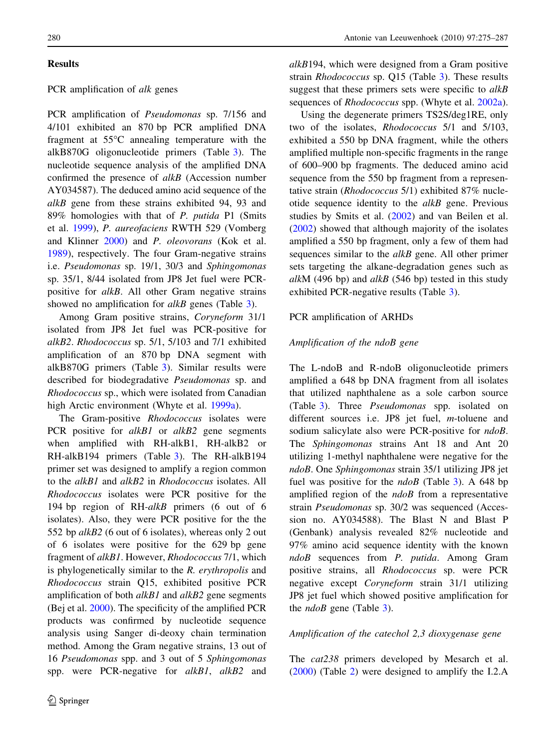## Results

### PCR amplification of *alk* genes

PCR amplification of *Pseudomonas* sp. 7/156 and 4/101 exhibited an 870 bp PCR amplified DNA fragment at 55°C annealing temperature with the alkB870G oligonucleotide primers (Table 3). The nucleotide sequence analysis of the amplified DNA confirmed the presence of *alkB* (Accession number AY034587). The deduced amino acid sequence of the *alkB* gene from these strains exhibited 94, 93 and 89% homologies with that of *P. putida* P1 (Smits et al. 1999), *P. aureofaciens* RWTH 529 (Vomberg and Klinner 2000) and *P. oleovorans* (Kok et al. 1989), respectively. The four Gram-negative strains i.e. *Pseudomonas* sp. 19/1, 30/3 and *Sphingomonas* sp. 35/1, 8/44 isolated from JP8 Jet fuel were PCR-positive for *alkB*. All other Gram negative strains showed no amplification for *alkB* genes (Table 3).

Among Gram positive strains, *Coryneform* 31/1 isolated from JP8 Jet fuel was PCR-positive for *alkB2*. *Rhodococcus* sp. 5/1, 5/103 and 7/1 exhibited amplification of an 870 bp DNA segment with alkB870G primers (Table 3). Similar results were described for biodegradative *Pseudomonas* sp. and *Rhodococcus* sp., which were isolated from Canadian high Arctic environment (Whyte et al. 1999a).

The Gram-positive *Rhodococcus* isolates were PCR positive for *alkB1* or *alkB2* gene segments when amplified with RH-alkB1, RH-alkB2 or RH-alkB194 primers (Table 3). The RH-alkB194 primer set was designed to amplify a region common to the *alkB1* and *alkB2* in *Rhodococcus* isolates. All *Rhodococcus* isolates were PCR positive for the 194 bp region of RH-*alkB* primers (6 out of 6 isolates). Also, they were PCR positive for the the 552 bp *alkB2* (6 out of 6 isolates), whereas only 2 out of 6 isolates were positive for the 629 bp gene fragment of *alkB1*. However, *Rhodococcus* 7/1, which is phylogenetically similar to the *R. erythropolis* and *Rhodococcus* strain Q15, exhibited positive PCR amplification of both *alkB1* and *alkB2* gene segments (Bej et al. 2000). The specificity of the amplified PCR products was confirmed by nucleotide sequence analysis using Sanger di-deoxy chain termination method. Among the Gram negative strains, 13 out of 16 *Pseudomonas* spp. and 3 out of 5 *Sphingomonas* spp. were PCR-negative for *alkB1*, *alkB2* and *alkB*194, which were designed from a Gram positive strain *Rhodococcus* sp. Q15 (Table 3). These results suggest that these primers sets were specific to *alkB* sequences of *Rhodococcus* spp. (Whyte et al. 2002a).

Using the degenerate primers TS2S/deg1RE, only two of the isolates, *Rhodococcus* 5/1 and 5/103, exhibited a 550 bp DNA fragment, while the others amplified multiple non-specific fragments in the range of 600–900 bp fragments. The deduced amino acid sequence from the 550 bp fragment from a representative strain (*Rhodococcus* 5/1) exhibited 87% nucleotide sequence identity to the *alkB* gene. Previous studies by Smits et al. (2002) and van Beilen et al. (2002) showed that although majority of the isolates amplified a 550 bp fragment, only a few of them had sequences similar to the *alkB* gene. All other primer sets targeting the alkane-degradation genes such as *alk*M (496 bp) and *alkB* (546 bp) tested in this study exhibited PCR-negative results (Table 3).

### PCR amplification of ARHDs

#### *Amplification of the ndoB gene*

The L-ndoB and R-ndoB oligonucleotide primers amplified a 648 bp DNA fragment from all isolates that utilized naphthalene as a sole carbon source (Table 3). Three *Pseudomonas* spp. isolated on different sources i.e. JP8 jet fuel, *m*-toluene and sodium salicylate also were PCR-positive for *ndoB*. The *Sphingomonas* strains Ant 18 and Ant 20 utilizing 1-methyl naphthalene were negative for the *ndoB*. One *Sphingomonas* strain 35/1 utilizing JP8 jet fuel was positive for the *ndoB* (Table 3). A 648 bp amplified region of the *ndoB* from a representative strain *Pseudomonas* sp. 30/2 was sequenced (Accession no. AY034588). The Blast N and Blast P (Genbank) analysis revealed 82% nucleotide and 97% amino acid sequence identity with the known *ndoB* sequences from *P. putida*. Among Gram positive strains, all *Rhodococcus* sp. were PCR negative except *Coryneform* strain 31/1 utilizing JP8 jet fuel which showed positive amplification for the *ndoB* gene (Table 3).

#### *Amplification of the catechol 2,3 dioxygenase gene*

The *cat238* primers developed by Mesarch et al. (2000) (Table 2) were designed to amplify the I.2.A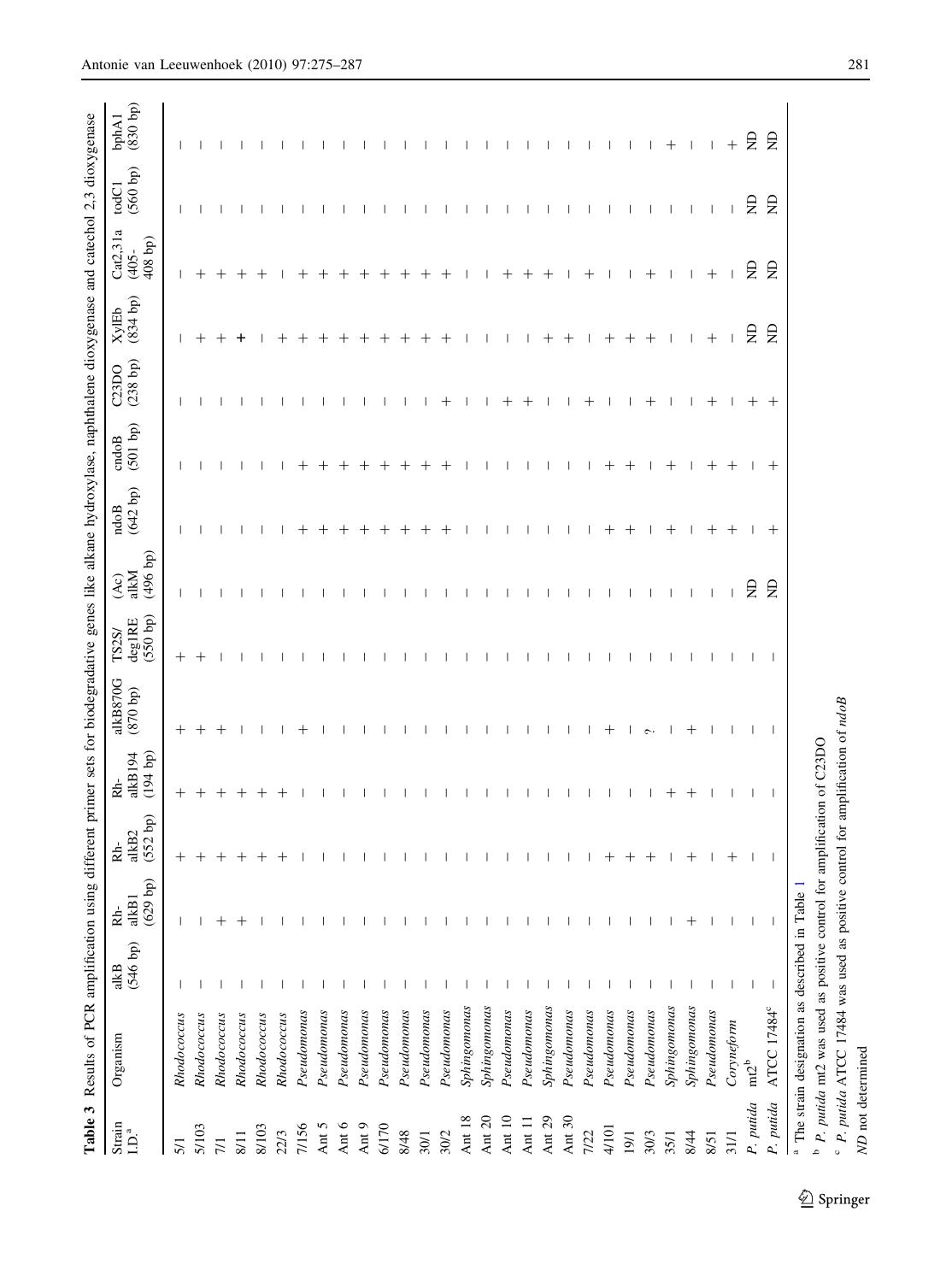**Table 3** Results of PCR amplification using different primer sets for biodegradative genes like alkane hydroxylase, naphthalene dioxygenase and catechol 2,3 dioxygenase

| Strain I.D.[a] | Organism | alkB (546 bp) | Rh-alkB1 (629 bp) | Rh-alkB2 (552 bp) | Rh-alkB194 (194 bp) | alkB870G (870 bp) | TS2S/deg1RE (550 bp) | (Ac) alkM (496 bp) | ndoB (642 bp) | cndoB (501 bp) | C23DO (238 bp) | XylEb (834 bp) | Cat2,31a (405-408 bp) | todC1 (560 bp) | bphA1 (830 bp) |
|---|---|---|---|---|---|---|---|---|---|---|---|---|---|---|---|
| 5/1 | *Rhodococcus* | – | – | + | + | + | + | – | – | – | – | – | – | – | – |
| 5/103 | *Rhodococcus* | – | – | + | + | + | + | – | – | – | – | + | + | – | – |
| 7/1 | *Rhodococcus* | – | + | + | + | + | – | – | – | – | – | + | + | – | – |
| 8/11 | *Rhodococcus* | – | + | + | + | – | – | – | – | – | – | + | + | – | – |
| 8/103 | *Rhodococcus* | – | – | + | + | – | – | – | – | – | – | – | + | – | – |
| 22/3 | *Rhodococcus* | – | – | + | + | – | – | – | – | – | – | + | – | – | – |
| 7/156 | *Pseudomonas* | – | – | – | – | + | – | – | + | + | – | + | + | – | – |
| Ant 5 | *Pseudomonas* | – | – | – | – | – | – | – | + | + | – | + | + | – | – |
| Ant 6 | *Pseudomonas* | – | – | – | – | – | – | – | + | + | – | + | + | – | – |
| Ant 9 | *Pseudomonas* | – | – | – | – | – | – | – | + | + | – | + | + | – | – |
| 6/170 | *Pseudomonas* | – | – | – | – | – | – | – | + | + | – | + | + | – | – |
| 8/48 | *Pseudomonas* | – | – | – | – | – | – | – | + | + | – | + | + | – | – |
| 30/1 | *Pseudomonas* | – | – | – | – | – | – | – | + | + | – | + | + | – | – |
| 30/2 | *Pseudomonas* | – | – | – | – | – | – | – | + | + | + | + | + | – | – |
| Ant 18 | *Sphingomonas* | – | – | – | – | – | – | – | – | – | – | – | – | – | – |
| Ant 20 | *Sphingomonas* | – | – | – | – | – | – | – | – | – | – | – | – | – | – |
| Ant 10 | *Pseudomonas* | – | – | – | – | – | – | – | – | – | + | – | + | – | – |
| Ant 11 | *Pseudomonas* | – | – | – | – | – | – | – | – | – | + | – | + | – | – |
| Ant 29 | *Sphingomonas* | – | – | – | – | – | – | – | – | – | – | + | + | – | – |
| Ant 30 | *Pseudomonas* | – | – | – | – | – | – | – | – | – | – | + | – | – | – |
| 7/22 | *Pseudomonas* | – | – | – | – | – | – | – | – | – | + | – | + | – | – |
| 4/101 | *Pseudomonas* | – | – | + | – | + | – | – | + | + | – | + | – | – | – |
| 19/1 | *Pseudomonas* | – | – | + | – | – | – | – | + | + | – | + | – | – | – |
| 30/3 | *Pseudomonas* | – | – | + | – | ? | – | – | – | – | + | + | + | – | – |
| 35/1 | *Sphingomonas* | – | – | – | + | – | – | – | + | + | – | – | – | – | + |
| 8/44 | *Sphingomonas* | – | + | + | + | + | – | – | – | – | – | – | – | – | – |
| 8/51 | *Pseudomonas* | – | – | – | – | – | – | – | + | + | + | + | + | – | – |
| 31/1 | *Coryneform* | – | – | + | – | – | – | – | + | + | – | – | – | – | + |
| *P. putida* | mt2[b] | – | – | – | – | – | – | ND | – | – | + | ND | ND | ND | ND |
| *P. putida* | ATCC 17484[c] | – | – | – | – | – | – | ND | + | + | + | ND | ND | ND | ND |

[a] The strain designation as described in Table 1

[b] *P. putida* mt2 was used as positive control for amplification of C23DO

[c] *P. putida* ATCC 17484 was used as positive control for amplification of *ndoB*

*ND* not determined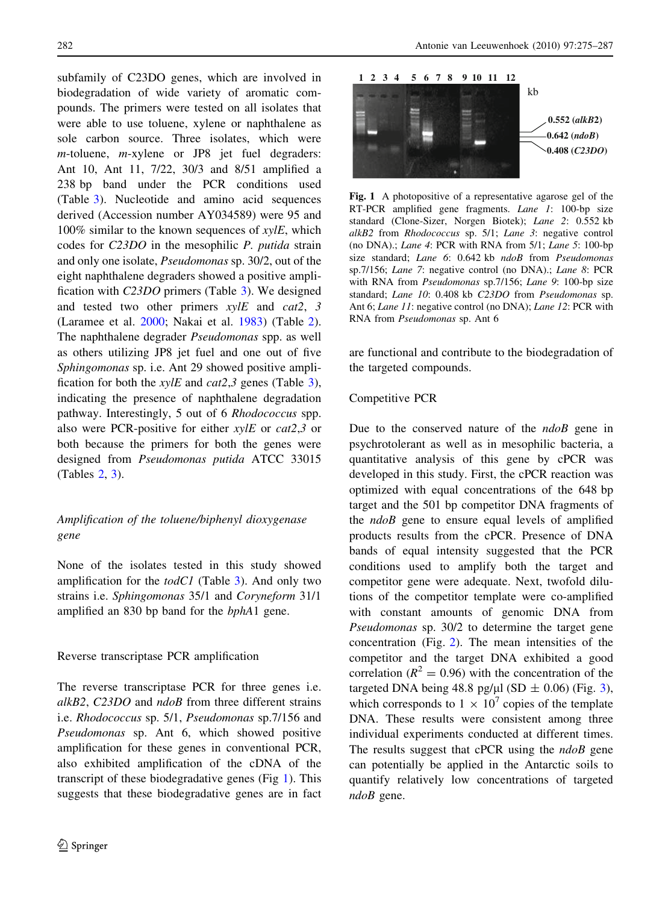subfamily of C23DO genes, which are involved in biodegradation of wide variety of aromatic compounds. The primers were tested on all isolates that were able to use toluene, xylene or naphthalene as sole carbon source. Three isolates, which were *m*-toluene, *m*-xylene or JP8 jet fuel degraders: Ant 10, Ant 11, 7/22, 30/3 and 8/51 amplified a 238 bp band under the PCR conditions used (Table 3). Nucleotide and amino acid sequences derived (Accession number AY034589) were 95 and 100% similar to the known sequences of *xylE*, which codes for *C23DO* in the mesophilic *P. putida* strain and only one isolate, *Pseudomonas* sp. 30/2, out of the eight naphthalene degraders showed a positive amplification with *C23DO* primers (Table 3). We designed and tested two other primers *xylE* and *cat2*, *3* (Laramee et al. 2000; Nakai et al. 1983) (Table 2). The naphthalene degrader *Pseudomonas* spp. as well as others utilizing JP8 jet fuel and one out of five *Sphingomonas* sp. i.e. Ant 29 showed positive amplification for both the *xylE* and *cat2*,*3* genes (Table 3), indicating the presence of naphthalene degradation pathway. Interestingly, 5 out of 6 *Rhodococcus* spp. also were PCR-positive for either *xylE* or *cat2*,*3* or both because the primers for both the genes were designed from *Pseudomonas putida* ATCC 33015 (Tables 2, 3).

### *Amplification of the toluene/biphenyl dioxygenase gene*

None of the isolates tested in this study showed amplification for the *todC1* (Table 3). And only two strains i.e. *Sphingomonas* 35/1 and *Coryneform* 31/1 amplified an 830 bp band for the *bphA*1 gene.

### Reverse transcriptase PCR amplification

The reverse transcriptase PCR for three genes i.e. *alkB2*, *C23DO* and *ndoB* from three different strains i.e. *Rhodococcus* sp. 5/1, *Pseudomonas* sp.7/156 and *Pseudomonas* sp. Ant 6, which showed positive amplification for these genes in conventional PCR, also exhibited amplification of the cDNA of the transcript of these biodegradative genes (Fig 1). This suggests that these biodegradative genes are in fact are functional and contribute to the biodegradation of the targeted compounds.

**Fig. 1** A photopositive of a representative agarose gel of the RT-PCR amplified gene fragments. *Lane 1*: 100-bp size standard (Clone-Sizer, Norgen Biotek); *Lane 2*: 0.552 kb *alkB2* from *Rhodococcus* sp. 5/1; *Lane 3*: negative control (no DNA).; *Lane 4*: PCR with RNA from 5/1; *Lane 5*: 100-bp size standard; *Lane 6*: 0.642 kb *ndoB* from *Pseudomonas* sp.7/156; *Lane 7*: negative control (no DNA).; *Lane 8*: PCR with RNA from *Pseudomonas* sp.7/156; *Lane 9*: 100-bp size standard; *Lane 10*: 0.408 kb *C23DO* from *Pseudomonas* sp. Ant 6; *Lane 11*: negative control (no DNA); *Lane 12*: PCR with RNA from *Pseudomonas* sp. Ant 6

### Competitive PCR

Due to the conserved nature of the *ndoB* gene in psychrotolerant as well as in mesophilic bacteria, a quantitative analysis of this gene by cPCR was developed in this study. First, the cPCR reaction was optimized with equal concentrations of the 648 bp target and the 501 bp competitor DNA fragments of the *ndoB* gene to ensure equal levels of amplified products results from the cPCR. Presence of DNA bands of equal intensity suggested that the PCR conditions used to amplify both the target and competitor gene were adequate. Next, twofold dilutions of the competitor template were co-amplified with constant amounts of genomic DNA from *Pseudomonas* sp. 30/2 to determine the target gene concentration (Fig. 2). The mean intensities of the competitor and the target DNA exhibited a good correlation ($R^2 = 0.96$) with the concentration of the targeted DNA being 48.8 pg/μl (SD ± 0.06) (Fig. 3), which corresponds to $1 \times 10^7$ copies of the template DNA. These results were consistent among three individual experiments conducted at different times. The results suggest that cPCR using the *ndoB* gene can potentially be applied in the Antarctic soils to quantify relatively low concentrations of targeted *ndoB* gene.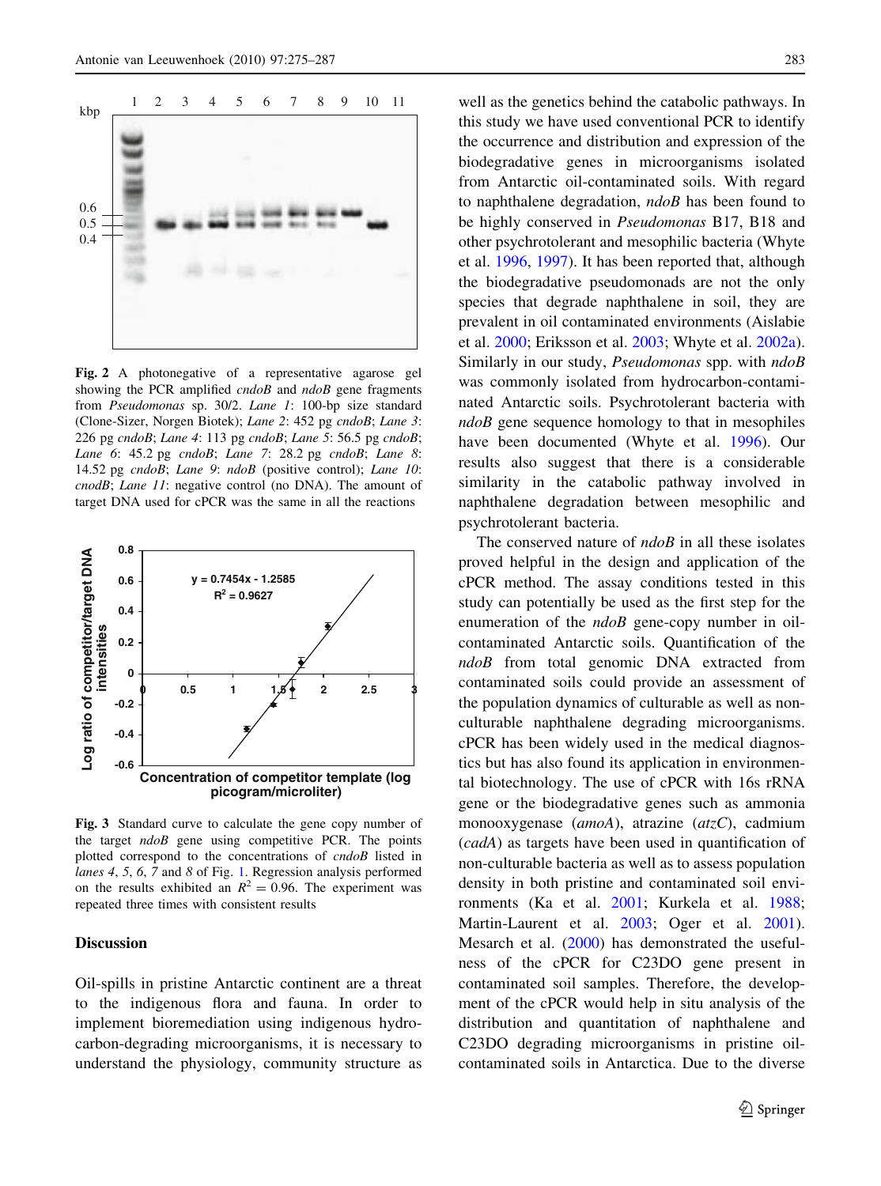**Fig. 2** A photonegative of a representative agarose gel showing the PCR amplified *cndoB* and *ndoB* gene fragments from *Pseudomonas* sp. 30/2. *Lane 1*: 100-bp size standard (Clone-Sizer, Norgen Biotek); *Lane 2*: 452 pg *cndoB*; *Lane 3*: 226 pg *cndoB*; *Lane 4*: 113 pg *cndoB*; *Lane 5*: 56.5 pg *cndoB*; *Lane 6*: 45.2 pg *cndoB*; *Lane 7*: 28.2 pg *cndoB*; *Lane 8*: 14.52 pg *cndoB*; *Lane 9*: *ndoB* (positive control); *Lane 10*: *cnodB*; *Lane 11*: negative control (no DNA). The amount of target DNA used for cPCR was the same in all the reactions

**Fig. 3** Standard curve to calculate the gene copy number of the target *ndoB* gene using competitive PCR. The points plotted correspond to the concentrations of *cndoB* listed in *lanes 4*, *5*, *6*, *7* and *8* of Fig. 1. Regression analysis performed on the results exhibited an $R^2 = 0.96$. The experiment was repeated three times with consistent results

## Discussion

Oil-spills in pristine Antarctic continent are a threat to the indigenous flora and fauna. In order to implement bioremediation using indigenous hydrocarbon-degrading microorganisms, it is necessary to understand the physiology, community structure as well as the genetics behind the catabolic pathways. In this study we have used conventional PCR to identify the occurrence and distribution and expression of the biodegradative genes in microorganisms isolated from Antarctic oil-contaminated soils. With regard to naphthalene degradation, *ndoB* has been found to be highly conserved in *Pseudomonas* B17, B18 and other psychrotolerant and mesophilic bacteria (Whyte et al. 1996, 1997). It has been reported that, although the biodegradative pseudomonads are not the only species that degrade naphthalene in soil, they are prevalent in oil contaminated environments (Aislabie et al. 2000; Eriksson et al. 2003; Whyte et al. 2002a). Similarly in our study, *Pseudomonas* spp. with *ndoB* was commonly isolated from hydrocarbon-contaminated Antarctic soils. Psychrotolerant bacteria with *ndoB* gene sequence homology to that in mesophiles have been documented (Whyte et al. 1996). Our results also suggest that there is a considerable similarity in the catabolic pathway involved in naphthalene degradation between mesophilic and psychrotolerant bacteria.

The conserved nature of *ndoB* in all these isolates proved helpful in the design and application of the cPCR method. The assay conditions tested in this study can potentially be used as the first step for the enumeration of the *ndoB* gene-copy number in oil-contaminated Antarctic soils. Quantification of the *ndoB* from total genomic DNA extracted from contaminated soils could provide an assessment of the population dynamics of culturable as well as non-culturable naphthalene degrading microorganisms. cPCR has been widely used in the medical diagnostics but has also found its application in environmental biotechnology. The use of cPCR with 16s rRNA gene or the biodegradative genes such as ammonia monooxygenase (*amoA*), atrazine (*atzC*), cadmium (*cadA*) as targets have been used in quantification of non-culturable bacteria as well as to assess population density in both pristine and contaminated soil environments (Ka et al. 2001; Kurkela et al. 1988; Martin-Laurent et al. 2003; Oger et al. 2001). Mesarch et al. (2000) has demonstrated the usefulness of the cPCR for C23DO gene present in contaminated soil samples. Therefore, the development of the cPCR would help in situ analysis of the distribution and quantitation of naphthalene and C23DO degrading microorganisms in pristine oil-contaminated soils in Antarctica. Due to the diverse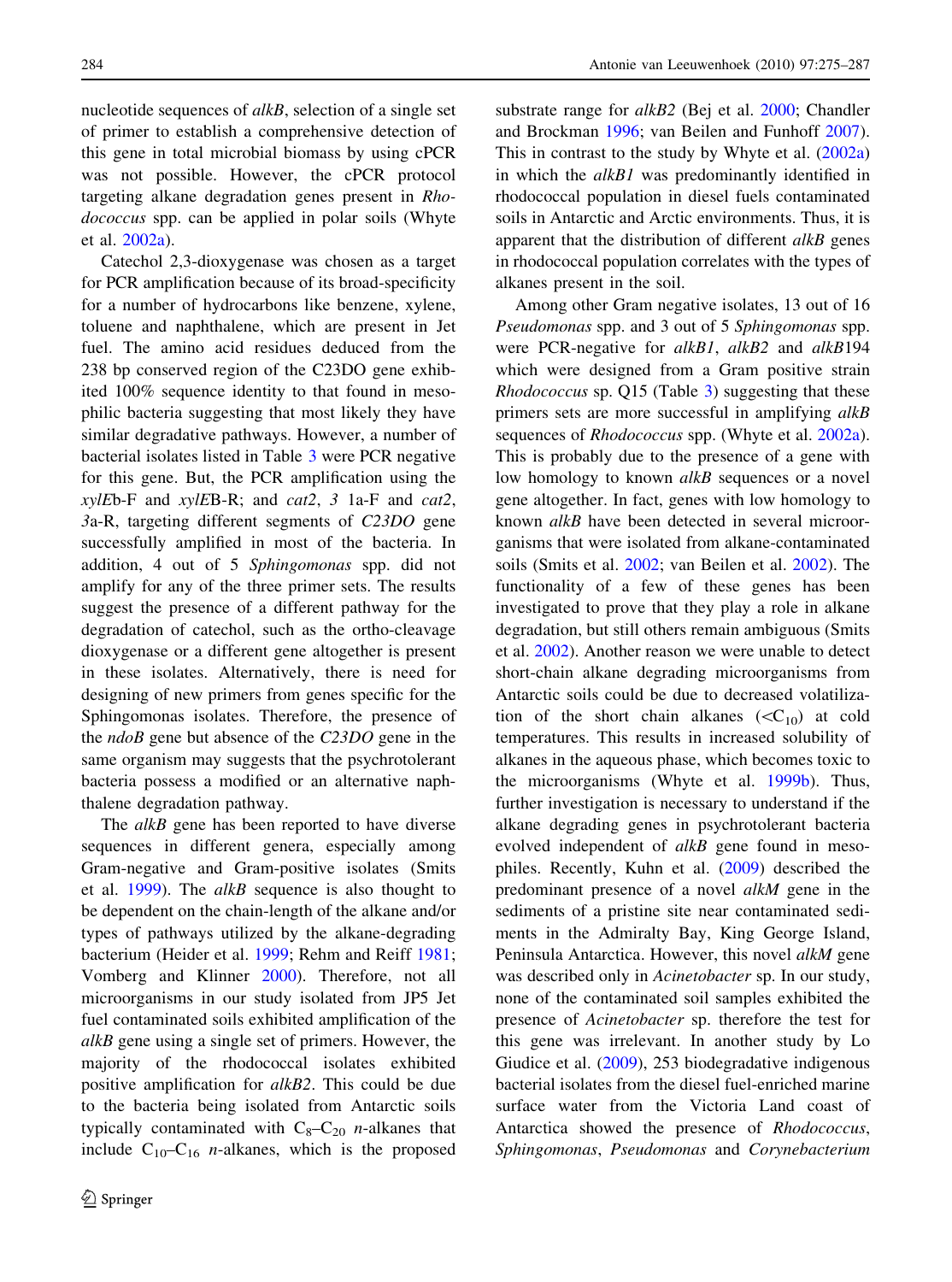nucleotide sequences of *alkB*, selection of a single set of primer to establish a comprehensive detection of this gene in total microbial biomass by using cPCR was not possible. However, the cPCR protocol targeting alkane degradation genes present in *Rhodococcus* spp. can be applied in polar soils (Whyte et al. 2002a).

Catechol 2,3-dioxygenase was chosen as a target for PCR amplification because of its broad-specificity for a number of hydrocarbons like benzene, xylene, toluene and naphthalene, which are present in Jet fuel. The amino acid residues deduced from the 238 bp conserved region of the C23DO gene exhibited 100% sequence identity to that found in mesophilic bacteria suggesting that most likely they have similar degradative pathways. However, a number of bacterial isolates listed in Table 3 were PCR negative for this gene. But, the PCR amplification using the *xylE*b-F and *xylE*B-R; and *cat2*, *3* 1a-F and *cat2*, *3*a-R, targeting different segments of *C23DO* gene successfully amplified in most of the bacteria. In addition, 4 out of 5 *Sphingomonas* spp. did not amplify for any of the three primer sets. The results suggest the presence of a different pathway for the degradation of catechol, such as the ortho-cleavage dioxygenase or a different gene altogether is present in these isolates. Alternatively, there is need for designing of new primers from genes specific for the Sphingomonas isolates. Therefore, the presence of the *ndoB* gene but absence of the *C23DO* gene in the same organism may suggests that the psychrotolerant bacteria possess a modified or an alternative naphthalene degradation pathway.

The *alkB* gene has been reported to have diverse sequences in different genera, especially among Gram-negative and Gram-positive isolates (Smits et al. 1999). The *alkB* sequence is also thought to be dependent on the chain-length of the alkane and/or types of pathways utilized by the alkane-degrading bacterium (Heider et al. 1999; Rehm and Reiff 1981; Vomberg and Klinner 2000). Therefore, not all microorganisms in our study isolated from JP5 Jet fuel contaminated soils exhibited amplification of the *alkB* gene using a single set of primers. However, the majority of the rhodococcal isolates exhibited positive amplification for *alkB2*. This could be due to the bacteria being isolated from Antarctic soils typically contaminated with $C_8$–$C_{20}$ *n*-alkanes that include $C_{10}$–$C_{16}$ *n*-alkanes, which is the proposed substrate range for *alkB2* (Bej et al. 2000; Chandler and Brockman 1996; van Beilen and Funhoff 2007). This in contrast to the study by Whyte et al. (2002a) in which the *alkB1* was predominantly identified in rhodococcal population in diesel fuels contaminated soils in Antarctic and Arctic environments. Thus, it is apparent that the distribution of different *alkB* genes in rhodococcal population correlates with the types of alkanes present in the soil.

Among other Gram negative isolates, 13 out of 16 *Pseudomonas* spp. and 3 out of 5 *Sphingomonas* spp. were PCR-negative for *alkB1*, *alkB2* and *alkB*194 which were designed from a Gram positive strain *Rhodococcus* sp. Q15 (Table 3) suggesting that these primers sets are more successful in amplifying *alkB* sequences of *Rhodococcus* spp. (Whyte et al. 2002a). This is probably due to the presence of a gene with low homology to known *alkB* sequences or a novel gene altogether. In fact, genes with low homology to known *alkB* have been detected in several microorganisms that were isolated from alkane-contaminated soils (Smits et al. 2002; van Beilen et al. 2002). The functionality of a few of these genes has been investigated to prove that they play a role in alkane degradation, but still others remain ambiguous (Smits et al. 2002). Another reason we were unable to detect short-chain alkane degrading microorganisms from Antarctic soils could be due to decreased volatilization of the short chain alkanes ($<C_{10}$) at cold temperatures. This results in increased solubility of alkanes in the aqueous phase, which becomes toxic to the microorganisms (Whyte et al. 1999b). Thus, further investigation is necessary to understand if the alkane degrading genes in psychrotolerant bacteria evolved independent of *alkB* gene found in mesophiles. Recently, Kuhn et al. (2009) described the predominant presence of a novel *alkM* gene in the sediments of a pristine site near contaminated sediments in the Admiralty Bay, King George Island, Peninsula Antarctica. However, this novel *alkM* gene was described only in *Acinetobacter* sp. In our study, none of the contaminated soil samples exhibited the presence of *Acinetobacter* sp. therefore the test for this gene was irrelevant. In another study by Lo Giudice et al. (2009), 253 biodegradative indigenous bacterial isolates from the diesel fuel-enriched marine surface water from the Victoria Land coast of Antarctica showed the presence of *Rhodococcus*, *Sphingomonas*, *Pseudomonas* and *Corynebacterium*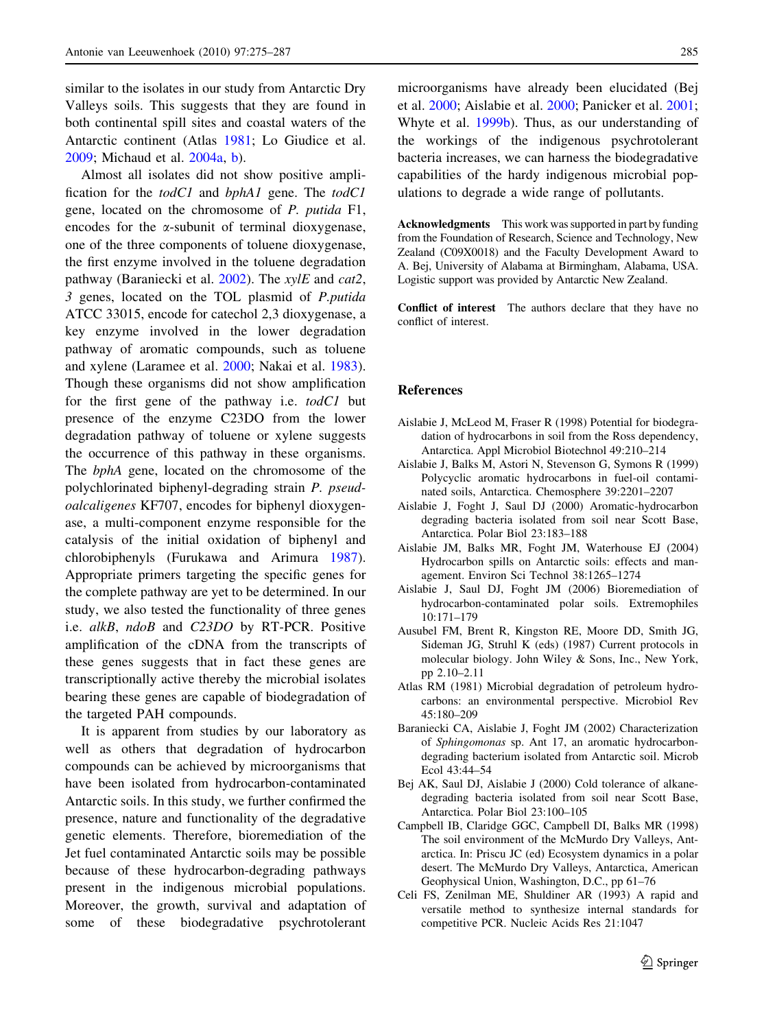similar to the isolates in our study from Antarctic Dry Valleys soils. This suggests that they are found in both continental spill sites and coastal waters of the Antarctic continent (Atlas 1981; Lo Giudice et al. 2009; Michaud et al. 2004a, b).

Almost all isolates did not show positive amplification for the *todC1* and *bphA1* gene. The *todC1* gene, located on the chromosome of *P. putida* F1, encodes for the α-subunit of terminal dioxygenase, one of the three components of toluene dioxygenase, the first enzyme involved in the toluene degradation pathway (Baraniecki et al. 2002). The *xylE* and *cat2*, *3* genes, located on the TOL plasmid of *P.putida* ATCC 33015, encode for catechol 2,3 dioxygenase, a key enzyme involved in the lower degradation pathway of aromatic compounds, such as toluene and xylene (Laramee et al. 2000; Nakai et al. 1983). Though these organisms did not show amplification for the first gene of the pathway i.e. *todC1* but presence of the enzyme C23DO from the lower degradation pathway of toluene or xylene suggests the occurrence of this pathway in these organisms. The *bphA* gene, located on the chromosome of the polychlorinated biphenyl-degrading strain *P. pseudoalcaligenes* KF707, encodes for biphenyl dioxygenase, a multi-component enzyme responsible for the catalysis of the initial oxidation of biphenyl and chlorobiphenyls (Furukawa and Arimura 1987). Appropriate primers targeting the specific genes for the complete pathway are yet to be determined. In our study, we also tested the functionality of three genes i.e. *alkB*, *ndoB* and *C23DO* by RT-PCR. Positive amplification of the cDNA from the transcripts of these genes suggests that in fact these genes are transcriptionally active thereby the microbial isolates bearing these genes are capable of biodegradation of the targeted PAH compounds.

It is apparent from studies by our laboratory as well as others that degradation of hydrocarbon compounds can be achieved by microorganisms that have been isolated from hydrocarbon-contaminated Antarctic soils. In this study, we further confirmed the presence, nature and functionality of the degradative genetic elements. Therefore, bioremediation of the Jet fuel contaminated Antarctic soils may be possible because of these hydrocarbon-degrading pathways present in the indigenous microbial populations. Moreover, the growth, survival and adaptation of some of these biodegradative psychrotolerant microorganisms have already been elucidated (Bej et al. 2000; Aislabie et al. 2000; Panicker et al. 2001; Whyte et al. 1999b). Thus, as our understanding of the workings of the indigenous psychrotolerant bacteria increases, we can harness the biodegradative capabilities of the hardy indigenous microbial populations to degrade a wide range of pollutants.

**Acknowledgments** This work was supported in part by funding from the Foundation of Research, Science and Technology, New Zealand (C09X0018) and the Faculty Development Award to A. Bej, University of Alabama at Birmingham, Alabama, USA. Logistic support was provided by Antarctic New Zealand.

**Conflict of interest** The authors declare that they have no conflict of interest.

## References

Aislabie J, McLeod M, Fraser R (1998) Potential for biodegradation of hydrocarbons in soil from the Ross dependency, Antarctica. Appl Microbiol Biotechnol 49:210–214

Aislabie J, Balks M, Astori N, Stevenson G, Symons R (1999) Polycyclic aromatic hydrocarbons in fuel-oil contaminated soils, Antarctica. Chemosphere 39:2201–2207

Aislabie J, Foght J, Saul DJ (2000) Aromatic-hydrocarbon degrading bacteria isolated from soil near Scott Base, Antarctica. Polar Biol 23:183–188

Aislabie JM, Balks MR, Foght JM, Waterhouse EJ (2004) Hydrocarbon spills on Antarctic soils: effects and management. Environ Sci Technol 38:1265–1274

Aislabie J, Saul DJ, Foght JM (2006) Bioremediation of hydrocarbon-contaminated polar soils. Extremophiles 10:171–179

Ausubel FM, Brent R, Kingston RE, Moore DD, Smith JG, Sideman JG, Struhl K (eds) (1987) Current protocols in molecular biology. John Wiley & Sons, Inc., New York, pp 2.10–2.11

Atlas RM (1981) Microbial degradation of petroleum hydrocarbons: an environmental perspective. Microbiol Rev 45:180–209

Baraniecki CA, Aislabie J, Foght JM (2002) Characterization of *Sphingomonas* sp. Ant 17, an aromatic hydrocarbon-degrading bacterium isolated from Antarctic soil. Microb Ecol 43:44–54

Bej AK, Saul DJ, Aislabie J (2000) Cold tolerance of alkane-degrading bacteria isolated from soil near Scott Base, Antarctica. Polar Biol 23:100–105

Campbell IB, Claridge GGC, Campbell DI, Balks MR (1998) The soil environment of the McMurdo Dry Valleys, Antarctica. In: Priscu JC (ed) Ecosystem dynamics in a polar desert. The McMurdo Dry Valleys, Antarctica, American Geophysical Union, Washington, D.C., pp 61–76

Celi FS, Zenilman ME, Shuldiner AR (1993) A rapid and versatile method to synthesize internal standards for competitive PCR. Nucleic Acids Res 21:1047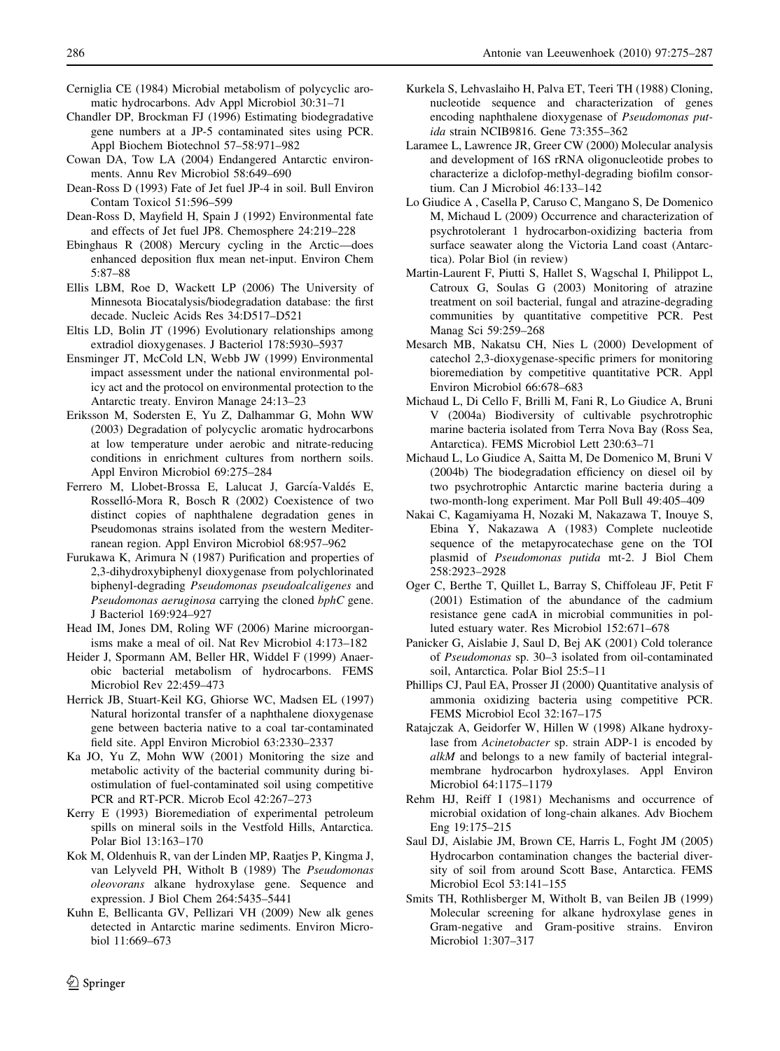Cerniglia CE (1984) Microbial metabolism of polycyclic aromatic hydrocarbons. Adv Appl Microbiol 30:31–71

Chandler DP, Brockman FJ (1996) Estimating biodegradative gene numbers at a JP-5 contaminated sites using PCR. Appl Biochem Biotechnol 57–58:971–982

Cowan DA, Tow LA (2004) Endangered Antarctic environments. Annu Rev Microbiol 58:649–690

Dean-Ross D (1993) Fate of Jet fuel JP-4 in soil. Bull Environ Contam Toxicol 51:596–599

Dean-Ross D, Mayfield H, Spain J (1992) Environmental fate and effects of Jet fuel JP8. Chemosphere 24:219–228

Ebinghaus R (2008) Mercury cycling in the Arctic—does enhanced deposition flux mean net-input. Environ Chem 5:87–88

Ellis LBM, Roe D, Wackett LP (2006) The University of Minnesota Biocatalysis/biodegradation database: the first decade. Nucleic Acids Res 34:D517–D521

Eltis LD, Bolin JT (1996) Evolutionary relationships among extradiol dioxygenases. J Bacteriol 178:5930–5937

Ensminger JT, McCold LN, Webb JW (1999) Environmental impact assessment under the national environmental policy act and the protocol on environmental protection to the Antarctic treaty. Environ Manage 24:13–23

Eriksson M, Sodersten E, Yu Z, Dalhammar G, Mohn WW (2003) Degradation of polycyclic aromatic hydrocarbons at low temperature under aerobic and nitrate-reducing conditions in enrichment cultures from northern soils. Appl Environ Microbiol 69:275–284

Ferrero M, Llobet-Brossa E, Lalucat J, García-Valdés E, Rosselló-Mora R, Bosch R (2002) Coexistence of two distinct copies of naphthalene degradation genes in Pseudomonas strains isolated from the western Mediterranean region. Appl Environ Microbiol 68:957–962

Furukawa K, Arimura N (1987) Purification and properties of 2,3-dihydroxybiphenyl dioxygenase from polychlorinated biphenyl-degrading *Pseudomonas pseudoalcaligenes* and *Pseudomonas aeruginosa* carrying the cloned *bphC* gene. J Bacteriol 169:924–927

Head IM, Jones DM, Roling WF (2006) Marine microorganisms make a meal of oil. Nat Rev Microbiol 4:173–182

Heider J, Spormann AM, Beller HR, Widdel F (1999) Anaerobic bacterial metabolism of hydrocarbons. FEMS Microbiol Rev 22:459–473

Herrick JB, Stuart-Keil KG, Ghiorse WC, Madsen EL (1997) Natural horizontal transfer of a naphthalene dioxygenase gene between bacteria native to a coal tar-contaminated field site. Appl Environ Microbiol 63:2330–2337

Ka JO, Yu Z, Mohn WW (2001) Monitoring the size and metabolic activity of the bacterial community during biostimulation of fuel-contaminated soil using competitive PCR and RT-PCR. Microb Ecol 42:267–273

Kerry E (1993) Bioremediation of experimental petroleum spills on mineral soils in the Vestfold Hills, Antarctica. Polar Biol 13:163–170

Kok M, Oldenhuis R, van der Linden MP, Raatjes P, Kingma J, van Lelyveld PH, Witholt B (1989) The *Pseudomonas oleovorans* alkane hydroxylase gene. Sequence and expression. J Biol Chem 264:5435–5441

Kuhn E, Bellicanta GV, Pellizari VH (2009) New alk genes detected in Antarctic marine sediments. Environ Microbiol 11:669–673

Kurkela S, Lehvaslaiho H, Palva ET, Teeri TH (1988) Cloning, nucleotide sequence and characterization of genes encoding naphthalene dioxygenase of *Pseudomonas putida* strain NCIB9816. Gene 73:355–362

Laramee L, Lawrence JR, Greer CW (2000) Molecular analysis and development of 16S rRNA oligonucleotide probes to characterize a diclofop-methyl-degrading biofilm consortium. Can J Microbiol 46:133–142

Lo Giudice A , Casella P, Caruso C, Mangano S, De Domenico M, Michaud L (2009) Occurrence and characterization of psychrotolerant 1 hydrocarbon-oxidizing bacteria from surface seawater along the Victoria Land coast (Antarctica). Polar Biol (in review)

Martin-Laurent F, Piutti S, Hallet S, Wagschal I, Philippot L, Catroux G, Soulas G (2003) Monitoring of atrazine treatment on soil bacterial, fungal and atrazine-degrading communities by quantitative competitive PCR. Pest Manag Sci 59:259–268

Mesarch MB, Nakatsu CH, Nies L (2000) Development of catechol 2,3-dioxygenase-specific primers for monitoring bioremediation by competitive quantitative PCR. Appl Environ Microbiol 66:678–683

Michaud L, Di Cello F, Brilli M, Fani R, Lo Giudice A, Bruni V (2004a) Biodiversity of cultivable psychrotrophic marine bacteria isolated from Terra Nova Bay (Ross Sea, Antarctica). FEMS Microbiol Lett 230:63–71

Michaud L, Lo Giudice A, Saitta M, De Domenico M, Bruni V (2004b) The biodegradation efficiency on diesel oil by two psychrotrophic Antarctic marine bacteria during a two-month-long experiment. Mar Poll Bull 49:405–409

Nakai C, Kagamiyama H, Nozaki M, Nakazawa T, Inouye S, Ebina Y, Nakazawa A (1983) Complete nucleotide sequence of the metapyrocatechase gene on the TOI plasmid of *Pseudomonas putida* mt-2. J Biol Chem 258:2923–2928

Oger C, Berthe T, Quillet L, Barray S, Chiffoleau JF, Petit F (2001) Estimation of the abundance of the cadmium resistance gene cadA in microbial communities in polluted estuary water. Res Microbiol 152:671–678

Panicker G, Aislabie J, Saul D, Bej AK (2001) Cold tolerance of *Pseudomonas* sp. 30–3 isolated from oil-contaminated soil, Antarctica. Polar Biol 25:5–11

Phillips CJ, Paul EA, Prosser JI (2000) Quantitative analysis of ammonia oxidizing bacteria using competitive PCR. FEMS Microbiol Ecol 32:167–175

Ratajczak A, Geidorfer W, Hillen W (1998) Alkane hydroxylase from *Acinetobacter* sp. strain ADP-1 is encoded by *alkM* and belongs to a new family of bacterial integral-membrane hydrocarbon hydroxylases. Appl Environ Microbiol 64:1175–1179

Rehm HJ, Reiff I (1981) Mechanisms and occurrence of microbial oxidation of long-chain alkanes. Adv Biochem Eng 19:175–215

Saul DJ, Aislabie JM, Brown CE, Harris L, Foght JM (2005) Hydrocarbon contamination changes the bacterial diversity of soil from around Scott Base, Antarctica. FEMS Microbiol Ecol 53:141–155

Smits TH, Rothlisberger M, Witholt B, van Beilen JB (1999) Molecular screening for alkane hydroxylase genes in Gram-negative and Gram-positive strains. Environ Microbiol 1:307–317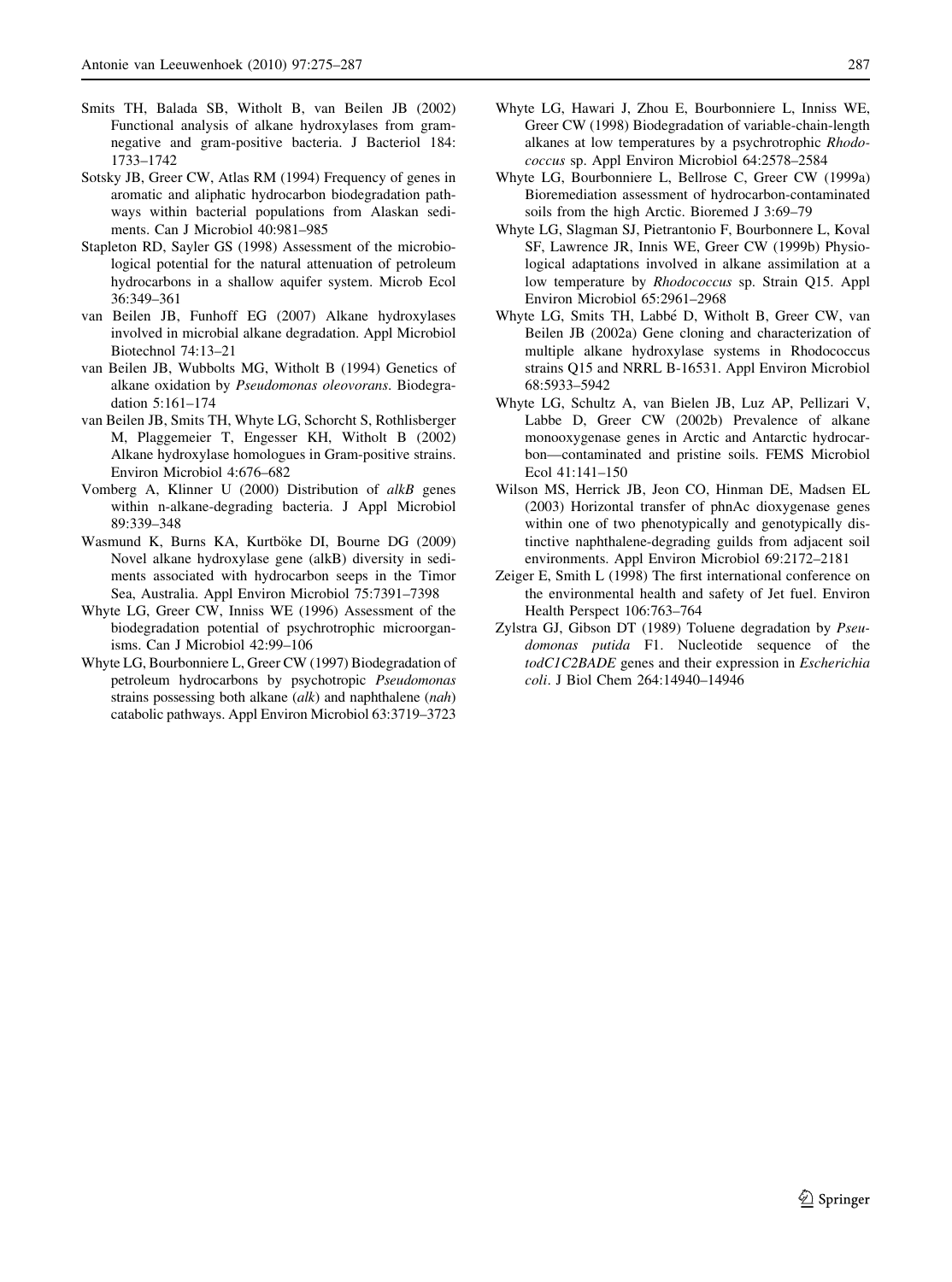Smits TH, Balada SB, Witholt B, van Beilen JB (2002) Functional analysis of alkane hydroxylases from gram-negative and gram-positive bacteria. J Bacteriol 184: 1733–1742

Sotsky JB, Greer CW, Atlas RM (1994) Frequency of genes in aromatic and aliphatic hydrocarbon biodegradation pathways within bacterial populations from Alaskan sediments. Can J Microbiol 40:981–985

Stapleton RD, Sayler GS (1998) Assessment of the microbiological potential for the natural attenuation of petroleum hydrocarbons in a shallow aquifer system. Microb Ecol 36:349–361

van Beilen JB, Funhoff EG (2007) Alkane hydroxylases involved in microbial alkane degradation. Appl Microbiol Biotechnol 74:13–21

van Beilen JB, Wubbolts MG, Witholt B (1994) Genetics of alkane oxidation by *Pseudomonas oleovorans*. Biodegradation 5:161–174

van Beilen JB, Smits TH, Whyte LG, Schorcht S, Rothlisberger M, Plaggemeier T, Engesser KH, Witholt B (2002) Alkane hydroxylase homologues in Gram-positive strains. Environ Microbiol 4:676–682

Vomberg A, Klinner U (2000) Distribution of *alkB* genes within n-alkane-degrading bacteria. J Appl Microbiol 89:339–348

Wasmund K, Burns KA, Kurtböke DI, Bourne DG (2009) Novel alkane hydroxylase gene (alkB) diversity in sediments associated with hydrocarbon seeps in the Timor Sea, Australia. Appl Environ Microbiol 75:7391–7398

Whyte LG, Greer CW, Inniss WE (1996) Assessment of the biodegradation potential of psychrotrophic microorganisms. Can J Microbiol 42:99–106

Whyte LG, Bourbonniere L, Greer CW (1997) Biodegradation of petroleum hydrocarbons by psychotropic *Pseudomonas* strains possessing both alkane (*alk*) and naphthalene (*nah*) catabolic pathways. Appl Environ Microbiol 63:3719–3723

Whyte LG, Hawari J, Zhou E, Bourbonniere L, Inniss WE, Greer CW (1998) Biodegradation of variable-chain-length alkanes at low temperatures by a psychrotrophic *Rhodococcus* sp. Appl Environ Microbiol 64:2578–2584

Whyte LG, Bourbonniere L, Bellrose C, Greer CW (1999a) Bioremediation assessment of hydrocarbon-contaminated soils from the high Arctic. Bioremed J 3:69–79

Whyte LG, Slagman SJ, Pietrantonio F, Bourbonnere L, Koval SF, Lawrence JR, Innis WE, Greer CW (1999b) Physiological adaptations involved in alkane assimilation at a low temperature by *Rhodococcus* sp. Strain Q15. Appl Environ Microbiol 65:2961–2968

Whyte LG, Smits TH, Labbé D, Witholt B, Greer CW, van Beilen JB (2002a) Gene cloning and characterization of multiple alkane hydroxylase systems in Rhodococcus strains Q15 and NRRL B-16531. Appl Environ Microbiol 68:5933–5942

Whyte LG, Schultz A, van Bielen JB, Luz AP, Pellizari V, Labbe D, Greer CW (2002b) Prevalence of alkane monooxygenase genes in Arctic and Antarctic hydrocarbon—contaminated and pristine soils. FEMS Microbiol Ecol 41:141–150

Wilson MS, Herrick JB, Jeon CO, Hinman DE, Madsen EL (2003) Horizontal transfer of phnAc dioxygenase genes within one of two phenotypically and genotypically distinctive naphthalene-degrading guilds from adjacent soil environments. Appl Environ Microbiol 69:2172–2181

Zeiger E, Smith L (1998) The first international conference on the environmental health and safety of Jet fuel. Environ Health Perspect 106:763–764

Zylstra GJ, Gibson DT (1989) Toluene degradation by *Pseudomonas putida* F1. Nucleotide sequence of the *todC1C2BADE* genes and their expression in *Escherichia coli*. J Biol Chem 264:14940–14946